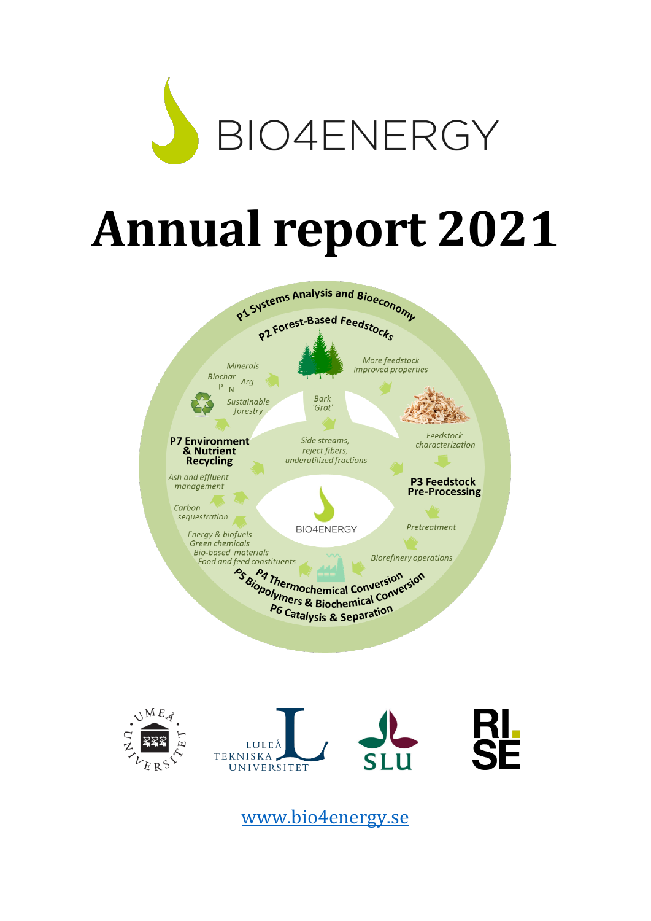BIO4ENERGY

# Annual report 2021

P1 Systems Analysis and Bioeconomy

P2 Forest-Based Feedstocks

More feedstock
Improved properties

Feedstock characterization

P3 Feedstock Pre-Processing

Pretreatment

Biorefinery operations

P4 Thermochemical Conversion

P5 Biopolymers & Biochemical Conversion

P6 Catalysis & Separation

Energy & biofuels
Green chemicals
Bio-based materials
Food and feed constituents

Carbon sequestration

Ash and effluent management

P7 Environment & Nutrient Recycling

Minerals
Biochar
P N
Arg

Sustainable forestry

Bark
'Grot'

Side streams, reject fibers, underutilized fractions

BIO4ENERGY

UMEÅ UNIVERSITET

LULEÅ TEKNISKA UNIVERSITET

SLU

RISE

[www.bio4energy.se](http://www.bio4energy.se)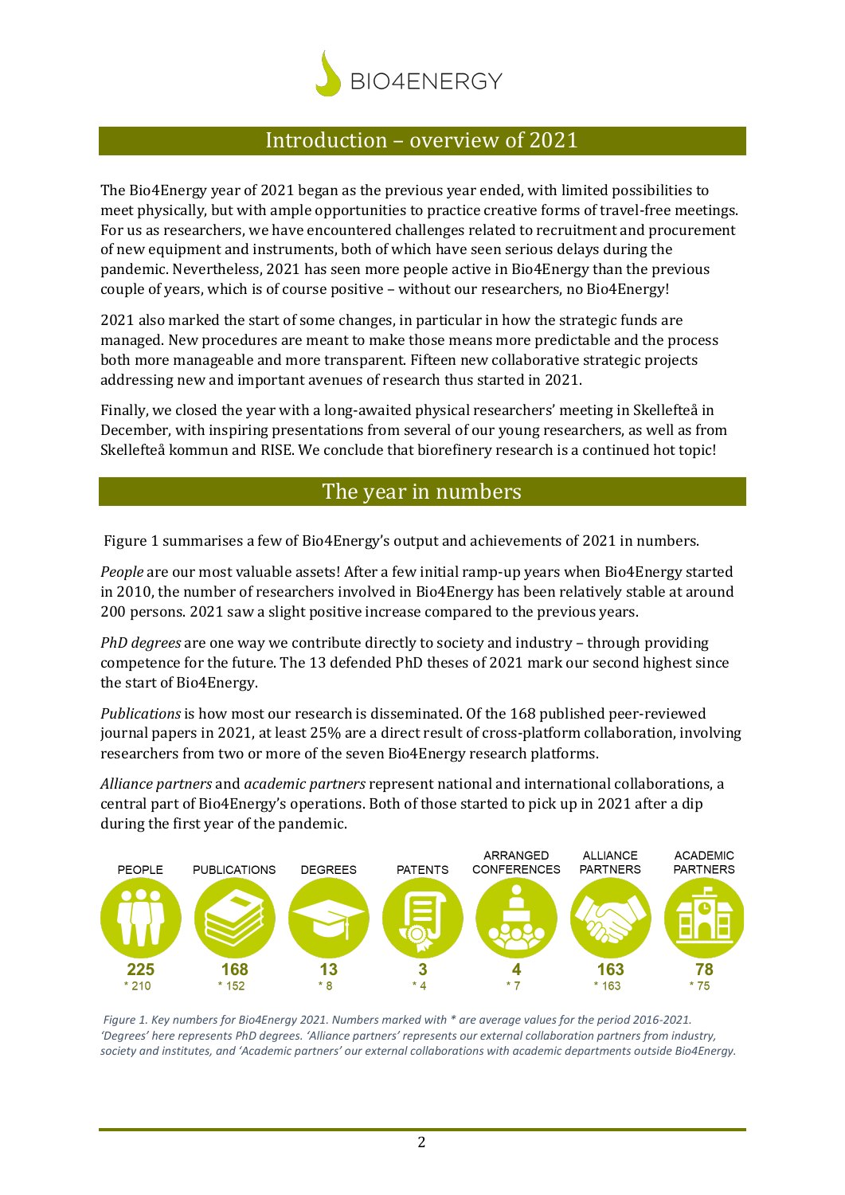# Introduction – overview of 2021

The Bio4Energy year of 2021 began as the previous year ended, with limited possibilities to meet physically, but with ample opportunities to practice creative forms of travel-free meetings. For us as researchers, we have encountered challenges related to recruitment and procurement of new equipment and instruments, both of which have seen serious delays during the pandemic. Nevertheless, 2021 has seen more people active in Bio4Energy than the previous couple of years, which is of course positive – without our researchers, no Bio4Energy!

2021 also marked the start of some changes, in particular in how the strategic funds are managed. New procedures are meant to make those means more predictable and the process both more manageable and more transparent. Fifteen new collaborative strategic projects addressing new and important avenues of research thus started in 2021.

Finally, we closed the year with a long-awaited physical researchers' meeting in Skellefteå in December, with inspiring presentations from several of our young researchers, as well as from Skellefteå kommun and RISE. We conclude that biorefinery research is a continued hot topic!

# The year in numbers

Figure 1 summarises a few of Bio4Energy's output and achievements of 2021 in numbers.

*People* are our most valuable assets! After a few initial ramp-up years when Bio4Energy started in 2010, the number of researchers involved in Bio4Energy has been relatively stable at around 200 persons. 2021 saw a slight positive increase compared to the previous years.

*PhD degrees* are one way we contribute directly to society and industry – through providing competence for the future. The 13 defended PhD theses of 2021 mark our second highest since the start of Bio4Energy.

*Publications* is how most our research is disseminated. Of the 168 published peer-reviewed journal papers in 2021, at least 25% are a direct result of cross-platform collaboration, involving researchers from two or more of the seven Bio4Energy research platforms.

*Alliance partners* and *academic partners* represent national and international collaborations, a central part of Bio4Energy's operations. Both of those started to pick up in 2021 after a dip during the first year of the pandemic.

PEOPLE
225
* 210

PUBLICATIONS
168
* 152

DEGREES
13
* 8

PATENTS
3
* 4

ARRANGED CONFERENCES
4
* 7

ALLIANCE PARTNERS
163
* 163

ACADEMIC PARTNERS
78
* 75

*Figure 1. Key numbers for Bio4Energy 2021. Numbers marked with * are average values for the period 2016-2021. 'Degrees' here represents PhD degrees. 'Alliance partners' represents our external collaboration partners from industry, society and institutes, and 'Academic partners' our external collaborations with academic departments outside Bio4Energy.*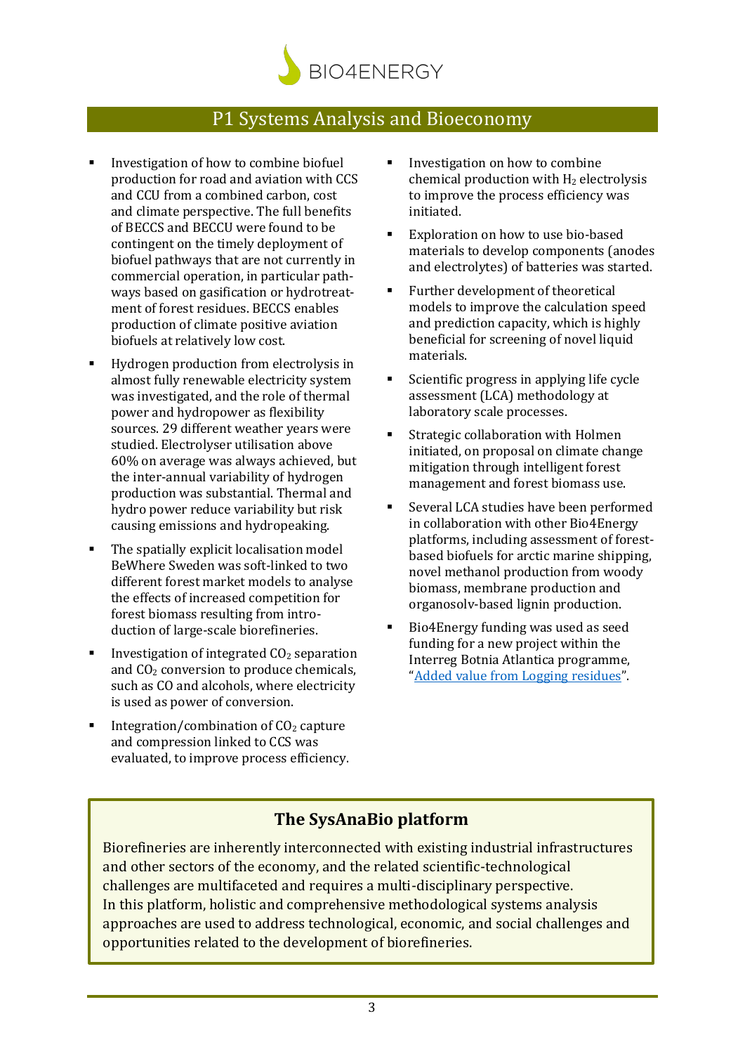## P1 Systems Analysis and Bioeconomy

- Investigation of how to combine biofuel production for road and aviation with CCS and CCU from a combined carbon, cost and climate perspective. The full benefits of BECCS and BECCU were found to be contingent on the timely deployment of biofuel pathways that are not currently in commercial operation, in particular pathways based on gasification or hydrotreatment of forest residues. BECCS enables production of climate positive aviation biofuels at relatively low cost.
- Hydrogen production from electrolysis in almost fully renewable electricity system was investigated, and the role of thermal power and hydropower as flexibility sources. 29 different weather years were studied. Electrolyser utilisation above 60% on average was always achieved, but the inter-annual variability of hydrogen production was substantial. Thermal and hydro power reduce variability but risk causing emissions and hydropeaking.
- The spatially explicit localisation model BeWhere Sweden was soft-linked to two different forest market models to analyse the effects of increased competition for forest biomass resulting from introduction of large-scale biorefineries.
- Investigation of integrated $CO_2$ separation and $CO_2$ conversion to produce chemicals, such as CO and alcohols, where electricity is used as power of conversion.
- Integration/combination of $CO_2$ capture and compression linked to CCS was evaluated, to improve process efficiency.
- Investigation on how to combine chemical production with $H_2$ electrolysis to improve the process efficiency was initiated.
- Exploration on how to use bio-based materials to develop components (anodes and electrolytes) of batteries was started.
- Further development of theoretical models to improve the calculation speed and prediction capacity, which is highly beneficial for screening of novel liquid materials.
- Scientific progress in applying life cycle assessment (LCA) methodology at laboratory scale processes.
- Strategic collaboration with Holmen initiated, on proposal on climate change mitigation through intelligent forest management and forest biomass use.
- Several LCA studies have been performed in collaboration with other Bio4Energy platforms, including assessment of forest-based biofuels for arctic marine shipping, novel methanol production from woody biomass, membrane production and organosolv-based lignin production.
- Bio4Energy funding was used as seed funding for a new project within the Interreg Botnia Atlantica programme, "Added value from Logging residues".

### The SysAnaBio platform

Biorefineries are inherently interconnected with existing industrial infrastructures and other sectors of the economy, and the related scientific-technological challenges are multifaceted and requires a multi-disciplinary perspective.
In this platform, holistic and comprehensive methodological systems analysis approaches are used to address technological, economic, and social challenges and opportunities related to the development of biorefineries.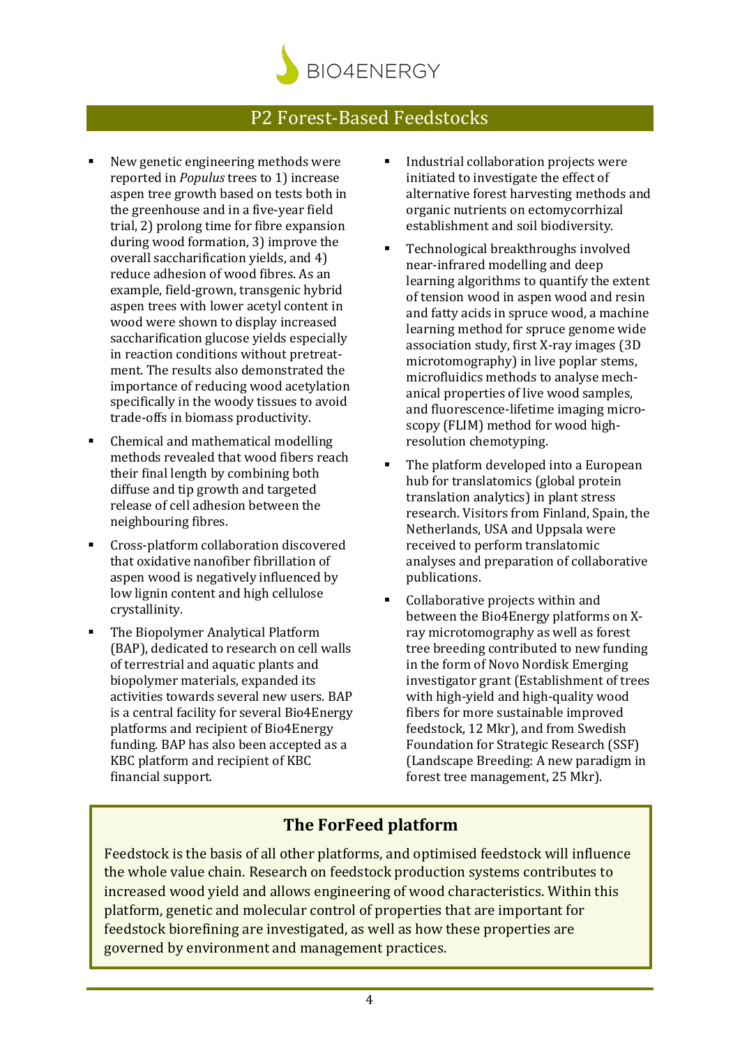## P2 Forest-Based Feedstocks

- New genetic engineering methods were reported in *Populus* trees to 1) increase aspen tree growth based on tests both in the greenhouse and in a five-year field trial, 2) prolong time for fibre expansion during wood formation, 3) improve the overall saccharification yields, and 4) reduce adhesion of wood fibres. As an example, field-grown, transgenic hybrid aspen trees with lower acetyl content in wood were shown to display increased saccharification glucose yields especially in reaction conditions without pretreatment. The results also demonstrated the importance of reducing wood acetylation specifically in the woody tissues to avoid trade-offs in biomass productivity.
- Chemical and mathematical modelling methods revealed that wood fibers reach their final length by combining both diffuse and tip growth and targeted release of cell adhesion between the neighbouring fibres.
- Cross-platform collaboration discovered that oxidative nanofiber fibrillation of aspen wood is negatively influenced by low lignin content and high cellulose crystallinity.
- The Biopolymer Analytical Platform (BAP), dedicated to research on cell walls of terrestrial and aquatic plants and biopolymer materials, expanded its activities towards several new users. BAP is a central facility for several Bio4Energy platforms and recipient of Bio4Energy funding. BAP has also been accepted as a KBC platform and recipient of KBC financial support.
- Industrial collaboration projects were initiated to investigate the effect of alternative forest harvesting methods and organic nutrients on ectomycorrhizal establishment and soil biodiversity.
- Technological breakthroughs involved near-infrared modelling and deep learning algorithms to quantify the extent of tension wood in aspen wood and resin and fatty acids in spruce wood, a machine learning method for spruce genome wide association study, first X-ray images (3D microtomography) in live poplar stems, microfluidics methods to analyse mechanical properties of live wood samples, and fluorescence-lifetime imaging microscopy (FLIM) method for wood high-resolution chemotyping.
- The platform developed into a European hub for translatomics (global protein translation analytics) in plant stress research. Visitors from Finland, Spain, the Netherlands, USA and Uppsala were received to perform translatomic analyses and preparation of collaborative publications.
- Collaborative projects within and between the Bio4Energy platforms on X-ray microtomography as well as forest tree breeding contributed to new funding in the form of Novo Nordisk Emerging investigator grant (Establishment of trees with high-yield and high-quality wood fibers for more sustainable improved feedstock, 12 Mkr), and from Swedish Foundation for Strategic Research (SSF) (Landscape Breeding: A new paradigm in forest tree management, 25 Mkr).

### The ForFeed platform

Feedstock is the basis of all other platforms, and optimised feedstock will influence the whole value chain. Research on feedstock production systems contributes to increased wood yield and allows engineering of wood characteristics. Within this platform, genetic and molecular control of properties that are important for feedstock biorefining are investigated, as well as how these properties are governed by environment and management practices.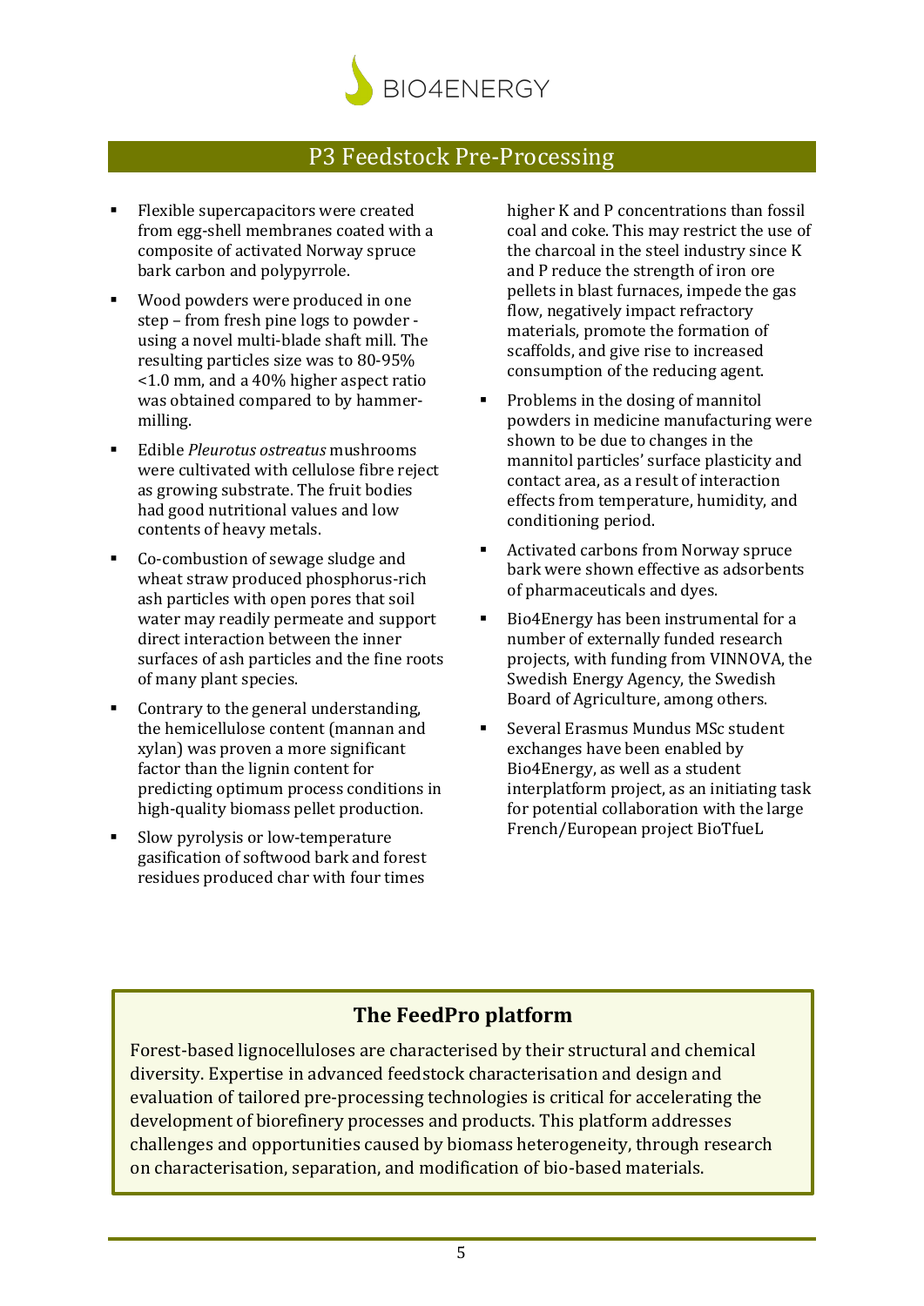## P3 Feedstock Pre-Processing

- Flexible supercapacitors were created from egg-shell membranes coated with a composite of activated Norway spruce bark carbon and polypyrrole.
- Wood powders were produced in one step – from fresh pine logs to powder - using a novel multi-blade shaft mill. The resulting particles size was to 80-95% <1.0 mm, and a 40% higher aspect ratio was obtained compared to by hammer-milling.
- Edible *Pleurotus ostreatus* mushrooms were cultivated with cellulose fibre reject as growing substrate. The fruit bodies had good nutritional values and low contents of heavy metals.
- Co-combustion of sewage sludge and wheat straw produced phosphorus-rich ash particles with open pores that soil water may readily permeate and support direct interaction between the inner surfaces of ash particles and the fine roots of many plant species.
- Contrary to the general understanding, the hemicellulose content (mannan and xylan) was proven a more significant factor than the lignin content for predicting optimum process conditions in high-quality biomass pellet production.
- Slow pyrolysis or low-temperature gasification of softwood bark and forest residues produced char with four times higher K and P concentrations than fossil coal and coke. This may restrict the use of the charcoal in the steel industry since K and P reduce the strength of iron ore pellets in blast furnaces, impede the gas flow, negatively impact refractory materials, promote the formation of scaffolds, and give rise to increased consumption of the reducing agent.
- Problems in the dosing of mannitol powders in medicine manufacturing were shown to be due to changes in the mannitol particles' surface plasticity and contact area, as a result of interaction effects from temperature, humidity, and conditioning period.
- Activated carbons from Norway spruce bark were shown effective as adsorbents of pharmaceuticals and dyes.
- Bio4Energy has been instrumental for a number of externally funded research projects, with funding from VINNOVA, the Swedish Energy Agency, the Swedish Board of Agriculture, among others.
- Several Erasmus Mundus MSc student exchanges have been enabled by Bio4Energy, as well as a student interplatform project, as an initiating task for potential collaboration with the large French/European project BioTfueL

### The FeedPro platform

Forest-based lignocelluloses are characterised by their structural and chemical diversity. Expertise in advanced feedstock characterisation and design and evaluation of tailored pre-processing technologies is critical for accelerating the development of biorefinery processes and products. This platform addresses challenges and opportunities caused by biomass heterogeneity, through research on characterisation, separation, and modification of bio-based materials.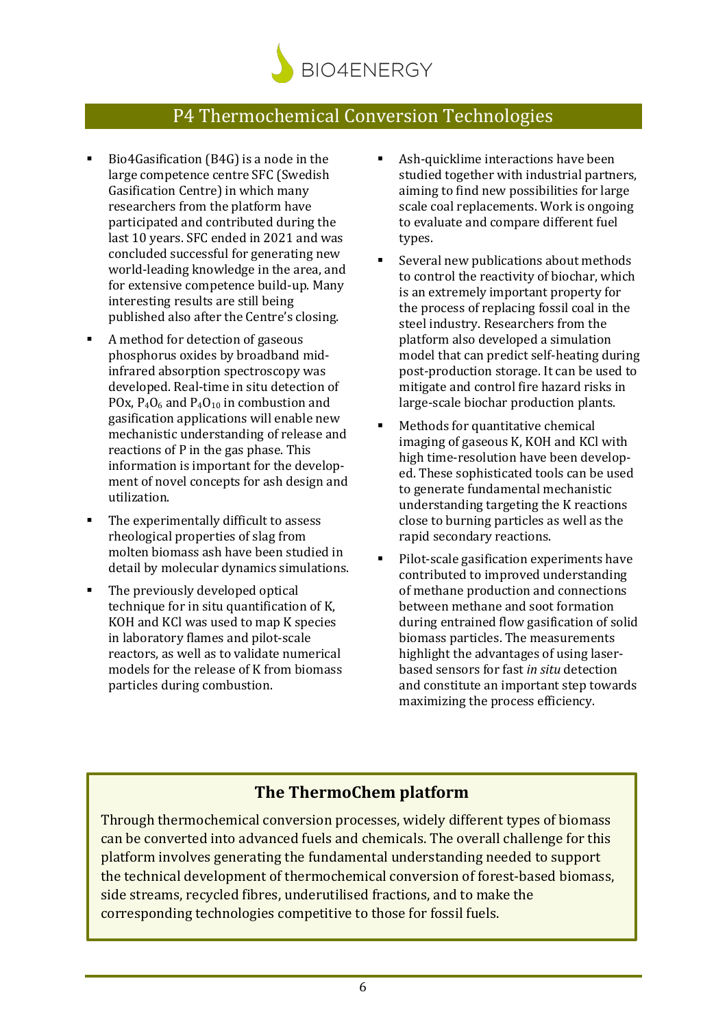## P4 Thermochemical Conversion Technologies

- Bio4Gasification (B4G) is a node in the large competence centre SFC (Swedish Gasification Centre) in which many researchers from the platform have participated and contributed during the last 10 years. SFC ended in 2021 and was concluded successful for generating new world-leading knowledge in the area, and for extensive competence build-up. Many interesting results are still being published also after the Centre's closing.
- A method for detection of gaseous phosphorus oxides by broadband mid-infrared absorption spectroscopy was developed. Real-time in situ detection of POx, $P_4O_6$ and $P_4O_{10}$ in combustion and gasification applications will enable new mechanistic understanding of release and reactions of P in the gas phase. This information is important for the development of novel concepts for ash design and utilization.
- The experimentally difficult to assess rheological properties of slag from molten biomass ash have been studied in detail by molecular dynamics simulations.
- The previously developed optical technique for in situ quantification of K, KOH and KCl was used to map K species in laboratory flames and pilot-scale reactors, as well as to validate numerical models for the release of K from biomass particles during combustion.
- Ash-quicklime interactions have been studied together with industrial partners, aiming to find new possibilities for large scale coal replacements. Work is ongoing to evaluate and compare different fuel types.
- Several new publications about methods to control the reactivity of biochar, which is an extremely important property for the process of replacing fossil coal in the steel industry. Researchers from the platform also developed a simulation model that can predict self-heating during post-production storage. It can be used to mitigate and control fire hazard risks in large-scale biochar production plants.
- Methods for quantitative chemical imaging of gaseous K, KOH and KCl with high time-resolution have been developed. These sophisticated tools can be used to generate fundamental mechanistic understanding targeting the K reactions close to burning particles as well as the rapid secondary reactions.
- Pilot-scale gasification experiments have contributed to improved understanding of methane production and connections between methane and soot formation during entrained flow gasification of solid biomass particles. The measurements highlight the advantages of using laser-based sensors for fast *in situ* detection and constitute an important step towards maximizing the process efficiency.

### The ThermoChem platform

Through thermochemical conversion processes, widely different types of biomass can be converted into advanced fuels and chemicals. The overall challenge for this platform involves generating the fundamental understanding needed to support the technical development of thermochemical conversion of forest-based biomass, side streams, recycled fibres, underutilised fractions, and to make the corresponding technologies competitive to those for fossil fuels.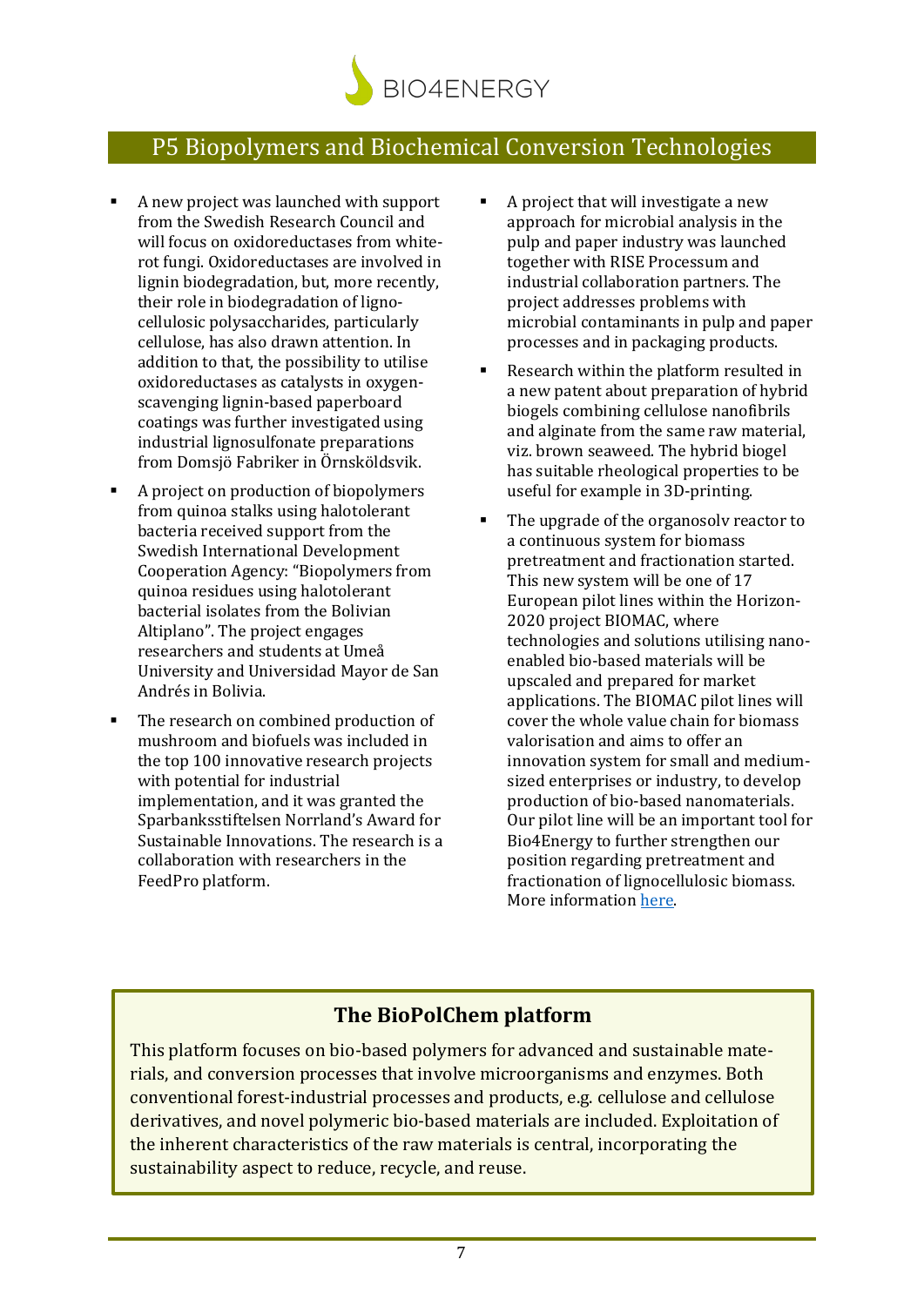## P5 Biopolymers and Biochemical Conversion Technologies

- A new project was launched with support from the Swedish Research Council and will focus on oxidoreductases from white-rot fungi. Oxidoreductases are involved in lignin biodegradation, but, more recently, their role in biodegradation of ligno-cellulosic polysaccharides, particularly cellulose, has also drawn attention. In addition to that, the possibility to utilise oxidoreductases as catalysts in oxygen-scavenging lignin-based paperboard coatings was further investigated using industrial lignosulfonate preparations from Domsjö Fabriker in Örnsköldsvik.
- A project on production of biopolymers from quinoa stalks using halotolerant bacteria received support from the Swedish International Development Cooperation Agency: "Biopolymers from quinoa residues using halotolerant bacterial isolates from the Bolivian Altiplano". The project engages researchers and students at Umeå University and Universidad Mayor de San Andrés in Bolivia.
- The research on combined production of mushroom and biofuels was included in the top 100 innovative research projects with potential for industrial implementation, and it was granted the Sparbanksstiftelsen Norrland's Award for Sustainable Innovations. The research is a collaboration with researchers in the FeedPro platform.
- A project that will investigate a new approach for microbial analysis in the pulp and paper industry was launched together with RISE Processum and industrial collaboration partners. The project addresses problems with microbial contaminants in pulp and paper processes and in packaging products.
- Research within the platform resulted in a new patent about preparation of hybrid biogels combining cellulose nanofibrils and alginate from the same raw material, viz. brown seaweed. The hybrid biogel has suitable rheological properties to be useful for example in 3D-printing.
- The upgrade of the organosolv reactor to a continuous system for biomass pretreatment and fractionation started. This new system will be one of 17 European pilot lines within the Horizon-2020 project BIOMAC, where technologies and solutions utilising nano-enabled bio-based materials will be upscaled and prepared for market applications. The BIOMAC pilot lines will cover the whole value chain for biomass valorisation and aims to offer an innovation system for small and medium-sized enterprises or industry, to develop production of bio-based nanomaterials. Our pilot line will be an important tool for Bio4Energy to further strengthen our position regarding pretreatment and fractionation of lignocellulosic biomass. More information here.

### The BioPolChem platform

This platform focuses on bio-based polymers for advanced and sustainable materials, and conversion processes that involve microorganisms and enzymes. Both conventional forest-industrial processes and products, e.g. cellulose and cellulose derivatives, and novel polymeric bio-based materials are included. Exploitation of the inherent characteristics of the raw materials is central, incorporating the sustainability aspect to reduce, recycle, and reuse.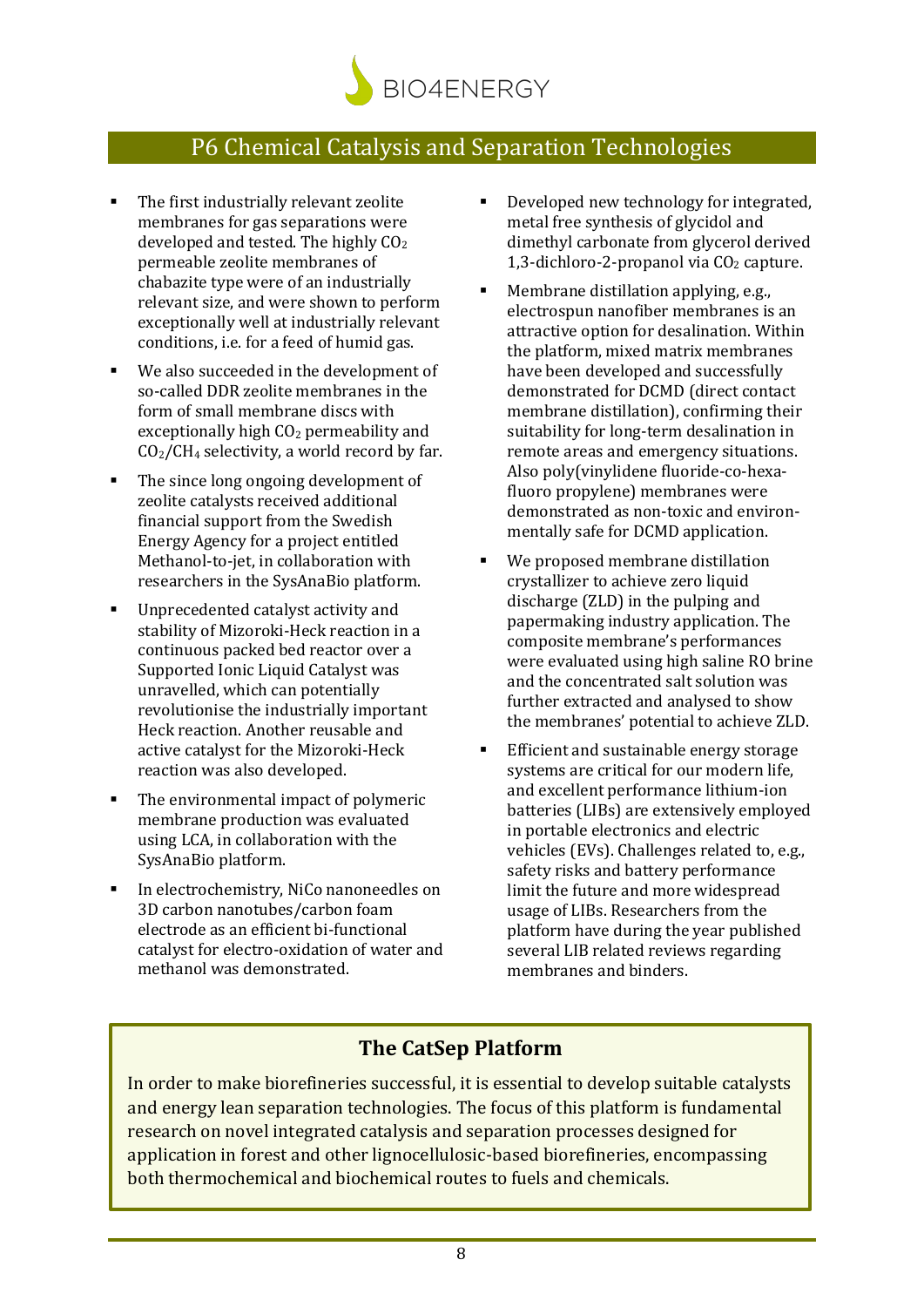## P6 Chemical Catalysis and Separation Technologies

- The first industrially relevant zeolite membranes for gas separations were developed and tested. The highly $CO_2$ permeable zeolite membranes of chabazite type were of an industrially relevant size, and were shown to perform exceptionally well at industrially relevant conditions, i.e. for a feed of humid gas.
- We also succeeded in the development of so-called DDR zeolite membranes in the form of small membrane discs with exceptionally high $CO_2$ permeability and $CO_2$/$CH_4$ selectivity, a world record by far.
- The since long ongoing development of zeolite catalysts received additional financial support from the Swedish Energy Agency for a project entitled Methanol-to-jet, in collaboration with researchers in the SysAnaBio platform.
- Unprecedented catalyst activity and stability of Mizoroki-Heck reaction in a continuous packed bed reactor over a Supported Ionic Liquid Catalyst was unravelled, which can potentially revolutionise the industrially important Heck reaction. Another reusable and active catalyst for the Mizoroki-Heck reaction was also developed.
- The environmental impact of polymeric membrane production was evaluated using LCA, in collaboration with the SysAnaBio platform.
- In electrochemistry, NiCo nanoneedles on 3D carbon nanotubes/carbon foam electrode as an efficient bi-functional catalyst for electro-oxidation of water and methanol was demonstrated.
- Developed new technology for integrated, metal free synthesis of glycidol and dimethyl carbonate from glycerol derived 1,3-dichloro-2-propanol via $CO_2$ capture.
- Membrane distillation applying, e.g., electrospun nanofiber membranes is an attractive option for desalination. Within the platform, mixed matrix membranes have been developed and successfully demonstrated for DCMD (direct contact membrane distillation), confirming their suitability for long-term desalination in remote areas and emergency situations. Also poly(vinylidene fluoride-co-hexa-fluoro propylene) membranes were demonstrated as non-toxic and environ-mentally safe for DCMD application.
- We proposed membrane distillation crystallizer to achieve zero liquid discharge (ZLD) in the pulping and papermaking industry application. The composite membrane's performances were evaluated using high saline RO brine and the concentrated salt solution was further extracted and analysed to show the membranes' potential to achieve ZLD.
- Efficient and sustainable energy storage systems are critical for our modern life, and excellent performance lithium-ion batteries (LIBs) are extensively employed in portable electronics and electric vehicles (EVs). Challenges related to, e.g., safety risks and battery performance limit the future and more widespread usage of LIBs. Researchers from the platform have during the year published several LIB related reviews regarding membranes and binders.

### The CatSep Platform

In order to make biorefineries successful, it is essential to develop suitable catalysts and energy lean separation technologies. The focus of this platform is fundamental research on novel integrated catalysis and separation processes designed for application in forest and other lignocellulosic-based biorefineries, encompassing both thermochemical and biochemical routes to fuels and chemicals.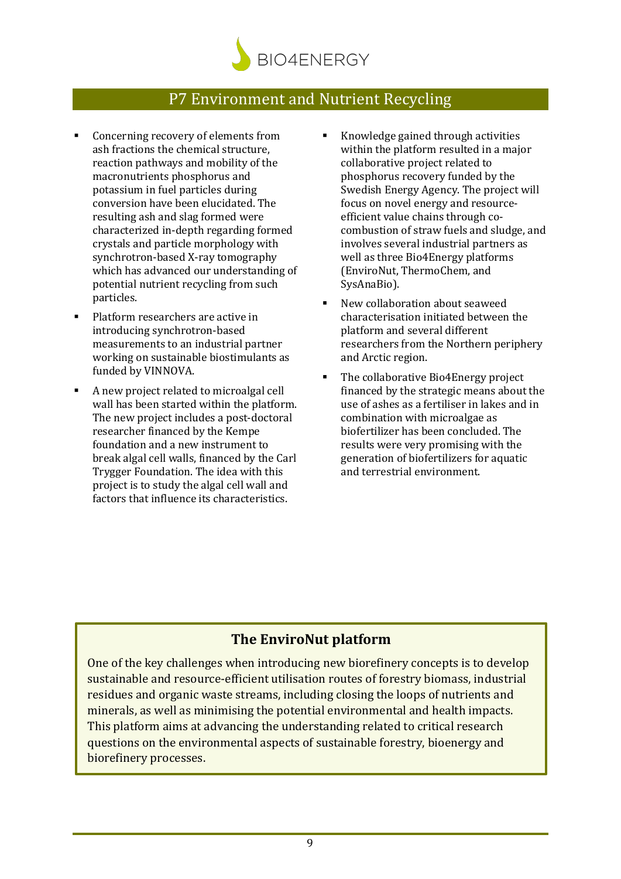# P7 Environment and Nutrient Recycling

- Concerning recovery of elements from ash fractions the chemical structure, reaction pathways and mobility of the macronutrients phosphorus and potassium in fuel particles during conversion have been elucidated. The resulting ash and slag formed were characterized in-depth regarding formed crystals and particle morphology with synchrotron-based X-ray tomography which has advanced our understanding of potential nutrient recycling from such particles.
- Platform researchers are active in introducing synchrotron-based measurements to an industrial partner working on sustainable biostimulants as funded by VINNOVA.
- A new project related to microalgal cell wall has been started within the platform. The new project includes a post-doctoral researcher financed by the Kempe foundation and a new instrument to break algal cell walls, financed by the Carl Trygger Foundation. The idea with this project is to study the algal cell wall and factors that influence its characteristics.
- Knowledge gained through activities within the platform resulted in a major collaborative project related to phosphorus recovery funded by the Swedish Energy Agency. The project will focus on novel energy and resource-efficient value chains through co-combustion of straw fuels and sludge, and involves several industrial partners as well as three Bio4Energy platforms (EnviroNut, ThermoChem, and SysAnaBio).
- New collaboration about seaweed characterisation initiated between the platform and several different researchers from the Northern periphery and Arctic region.
- The collaborative Bio4Energy project financed by the strategic means about the use of ashes as a fertiliser in lakes and in combination with microalgae as biofertilizer has been concluded. The results were very promising with the generation of biofertilizers for aquatic and terrestrial environment.

## The EnviroNut platform

One of the key challenges when introducing new biorefinery concepts is to develop sustainable and resource-efficient utilisation routes of forestry biomass, industrial residues and organic waste streams, including closing the loops of nutrients and minerals, as well as minimising the potential environmental and health impacts. This platform aims at advancing the understanding related to critical research questions on the environmental aspects of sustainable forestry, bioenergy and biorefinery processes.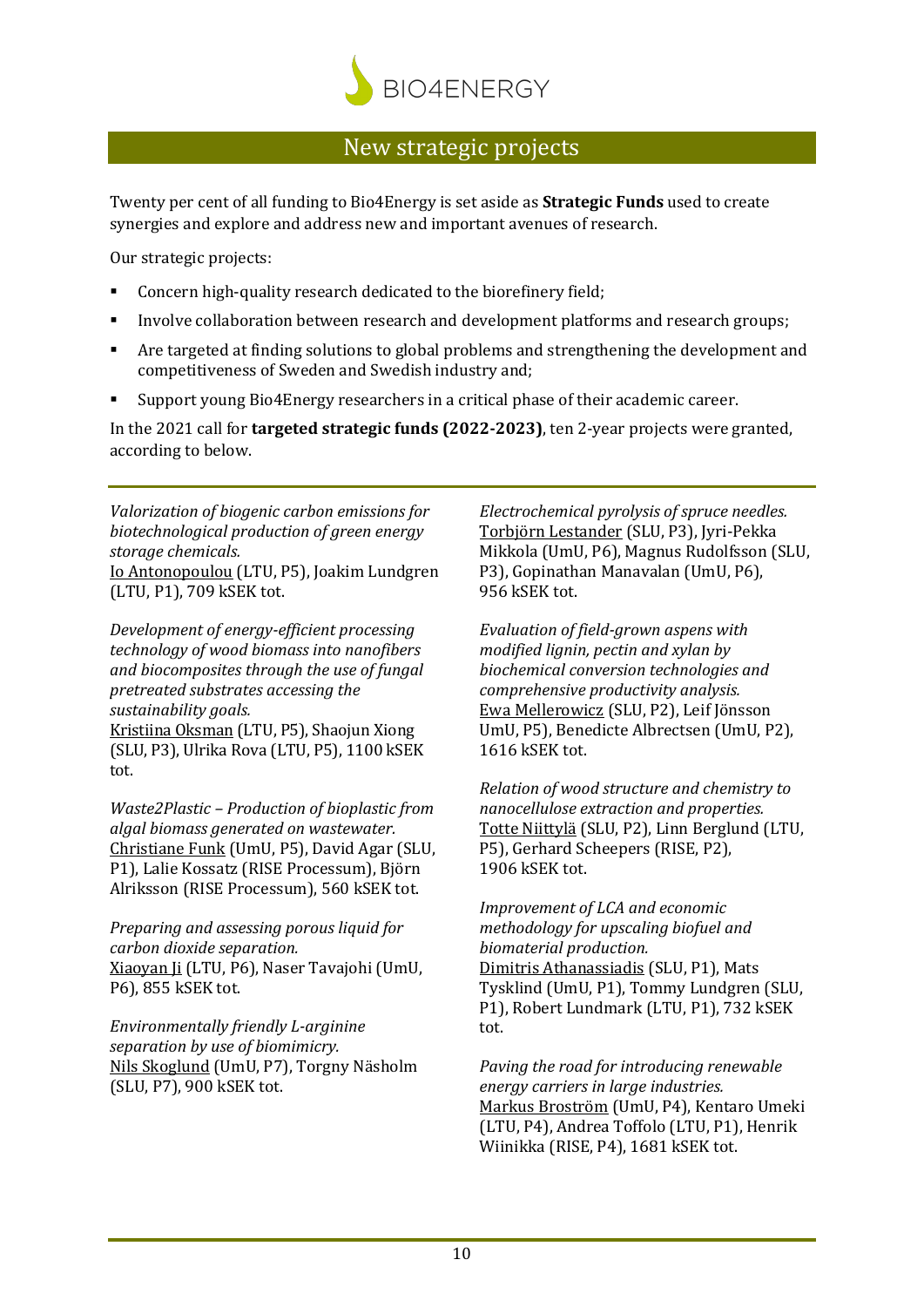## New strategic projects

Twenty per cent of all funding to Bio4Energy is set aside as **Strategic Funds** used to create synergies and explore and address new and important avenues of research.

Our strategic projects:

- Concern high-quality research dedicated to the biorefinery field;
- Involve collaboration between research and development platforms and research groups;
- Are targeted at finding solutions to global problems and strengthening the development and competitiveness of Sweden and Swedish industry and;
- Support young Bio4Energy researchers in a critical phase of their academic career.

In the 2021 call for **targeted strategic funds (2022-2023)**, ten 2-year projects were granted, according to below.

*Valorization of biogenic carbon emissions for biotechnological production of green energy storage chemicals.*
Io Antonopoulou (LTU, P5), Joakim Lundgren (LTU, P1), 709 kSEK tot.

*Development of energy-efficient processing technology of wood biomass into nanofibers and biocomposites through the use of fungal pretreated substrates accessing the sustainability goals.*
Kristiina Oksman (LTU, P5), Shaojun Xiong (SLU, P3), Ulrika Rova (LTU, P5), 1100 kSEK tot.

*Waste2Plastic – Production of bioplastic from algal biomass generated on wastewater.*
Christiane Funk (UmU, P5), David Agar (SLU, P1), Lalie Kossatz (RISE Processum), Björn Alriksson (RISE Processum), 560 kSEK tot.

*Preparing and assessing porous liquid for carbon dioxide separation.*
Xiaoyan Ji (LTU, P6), Naser Tavajohi (UmU, P6), 855 kSEK tot.

*Environmentally friendly L-arginine separation by use of biomimicry.*
Nils Skoglund (UmU, P7), Torgny Näsholm (SLU, P7), 900 kSEK tot.

*Electrochemical pyrolysis of spruce needles.*
Torbjörn Lestander (SLU, P3), Jyri-Pekka Mikkola (UmU, P6), Magnus Rudolfsson (SLU, P3), Gopinathan Manavalan (UmU, P6), 956 kSEK tot.

*Evaluation of field-grown aspens with modified lignin, pectin and xylan by biochemical conversion technologies and comprehensive productivity analysis.*
Ewa Mellerowicz (SLU, P2), Leif Jönsson UmU, P5), Benedicte Albrectsen (UmU, P2), 1616 kSEK tot.

*Relation of wood structure and chemistry to nanocellulose extraction and properties.*
Totte Niittylä (SLU, P2), Linn Berglund (LTU, P5), Gerhard Scheepers (RISE, P2), 1906 kSEK tot.

*Improvement of LCA and economic methodology for upscaling biofuel and biomaterial production.*
Dimitris Athanassiadis (SLU, P1), Mats Tysklind (UmU, P1), Tommy Lundgren (SLU, P1), Robert Lundmark (LTU, P1), 732 kSEK tot.

*Paving the road for introducing renewable energy carriers in large industries.*
Markus Broström (UmU, P4), Kentaro Umeki (LTU, P4), Andrea Toffolo (LTU, P1), Henrik Wiinikka (RISE, P4), 1681 kSEK tot.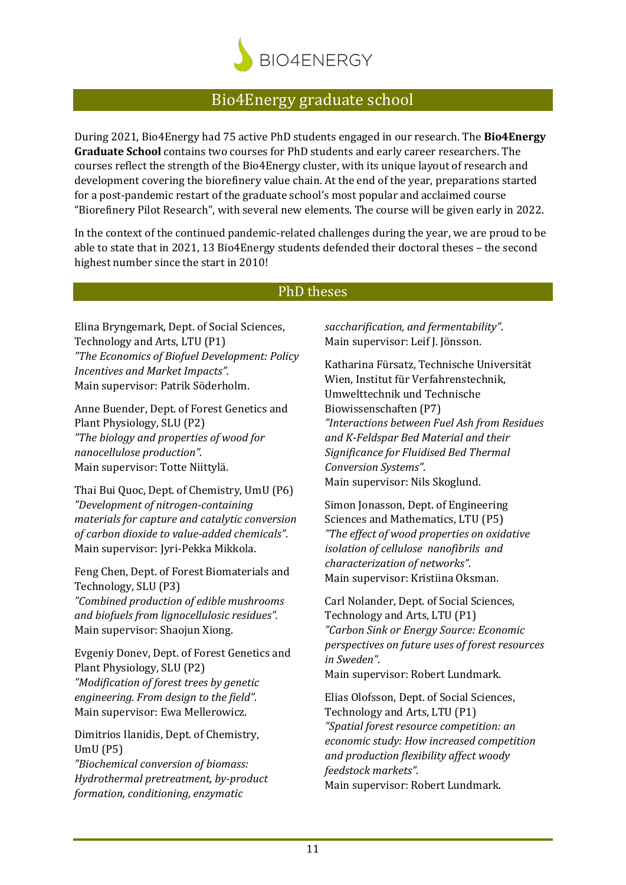## Bio4Energy graduate school

During 2021, Bio4Energy had 75 active PhD students engaged in our research. The **Bio4Energy Graduate School** contains two courses for PhD students and early career researchers. The courses reflect the strength of the Bio4Energy cluster, with its unique layout of research and development covering the biorefinery value chain. At the end of the year, preparations started for a post-pandemic restart of the graduate school's most popular and acclaimed course "Biorefinery Pilot Research", with several new elements. The course will be given early in 2022.

In the context of the continued pandemic-related challenges during the year, we are proud to be able to state that in 2021, 13 Bio4Energy students defended their doctoral theses – the second highest number since the start in 2010!

## PhD theses

Elina Bryngemark, Dept. of Social Sciences, Technology and Arts, LTU (P1)
*"The Economics of Biofuel Development: Policy Incentives and Market Impacts".*
Main supervisor: Patrik Söderholm.

Anne Buender, Dept. of Forest Genetics and Plant Physiology, SLU (P2)
*"The biology and properties of wood for nanocellulose production".*
Main supervisor: Totte Niittylä.

Thai Bui Quoc, Dept. of Chemistry, UmU (P6)
*"Development of nitrogen-containing materials for capture and catalytic conversion of carbon dioxide to value-added chemicals".*
Main supervisor: Jyri-Pekka Mikkola.

Feng Chen, Dept. of Forest Biomaterials and Technology, SLU (P3)
*"Combined production of edible mushrooms and biofuels from lignocellulosic residues".*
Main supervisor: Shaojun Xiong.

Evgeniy Donev, Dept. of Forest Genetics and Plant Physiology, SLU (P2)
*"Modification of forest trees by genetic engineering. From design to the field".*
Main supervisor: Ewa Mellerowicz.

Dimitrios Ilanidis, Dept. of Chemistry, UmU (P5)
*"Biochemical conversion of biomass: Hydrothermal pretreatment, by-product formation, conditioning, enzymatic saccharification, and fermentability".*
Main supervisor: Leif J. Jönsson.

Katharina Fürsatz, Technische Universität Wien, Institut für Verfahrenstechnik, Umwelttechnik und Technische Biowissenschaften (P7)
*"Interactions between Fuel Ash from Residues and K-Feldspar Bed Material and their Significance for Fluidised Bed Thermal Conversion Systems".*
Main supervisor: Nils Skoglund.

Simon Jonasson, Dept. of Engineering Sciences and Mathematics, LTU (P5)
*"The effect of wood properties on oxidative isolation of cellulose nanofibrils and characterization of networks".*
Main supervisor: Kristiina Oksman.

Carl Nolander, Dept. of Social Sciences, Technology and Arts, LTU (P1)
*"Carbon Sink or Energy Source: Economic perspectives on future uses of forest resources in Sweden".*
Main supervisor: Robert Lundmark.

Elias Olofsson, Dept. of Social Sciences, Technology and Arts, LTU (P1)
*"Spatial forest resource competition: an economic study: How increased competition and production flexibility affect woody feedstock markets".*
Main supervisor: Robert Lundmark.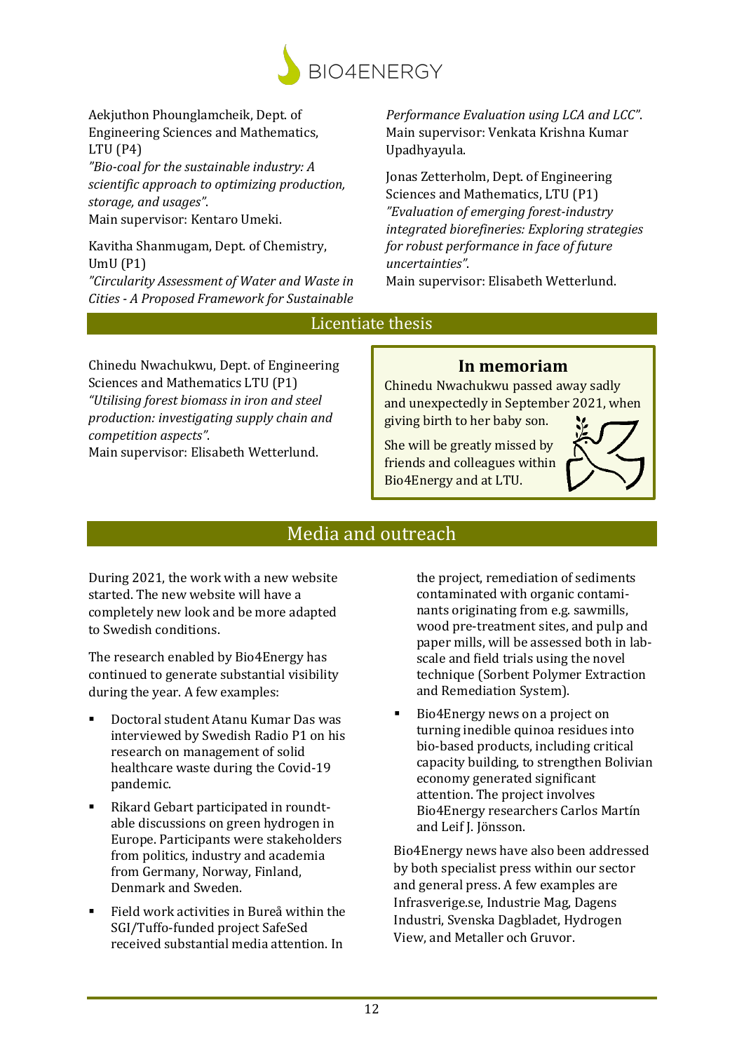Aekjuthon Phounglamcheik, Dept. of Engineering Sciences and Mathematics, LTU (P4)
*"Bio-coal for the sustainable industry: A scientific approach to optimizing production, storage, and usages".*
Main supervisor: Kentaro Umeki.

Kavitha Shanmugam, Dept. of Chemistry, UmU (P1)
*"Circularity Assessment of Water and Waste in Cities - A Proposed Framework for Sustainable Performance Evaluation using LCA and LCC".*
Main supervisor: Venkata Krishna Kumar Upadhyayula.

Jonas Zetterholm, Dept. of Engineering Sciences and Mathematics, LTU (P1)
*"Evaluation of emerging forest-industry integrated biorefineries: Exploring strategies for robust performance in face of future uncertainties".*
Main supervisor: Elisabeth Wetterlund.

## Licentiate thesis

Chinedu Nwachukwu, Dept. of Engineering Sciences and Mathematics LTU (P1)
*"Utilising forest biomass in iron and steel production: investigating supply chain and competition aspects".*
Main supervisor: Elisabeth Wetterlund.

### In memoriam

Chinedu Nwachukwu passed away sadly and unexpectedly in September 2021, when giving birth to her baby son.

She will be greatly missed by friends and colleagues within Bio4Energy and at LTU.

## Media and outreach

During 2021, the work with a new website started. The new website will have a completely new look and be more adapted to Swedish conditions.

The research enabled by Bio4Energy has continued to generate substantial visibility during the year. A few examples:

- Doctoral student Atanu Kumar Das was interviewed by Swedish Radio P1 on his research on management of solid healthcare waste during the Covid-19 pandemic.
- Rikard Gebart participated in roundtable discussions on green hydrogen in Europe. Participants were stakeholders from politics, industry and academia from Germany, Norway, Finland, Denmark and Sweden.
- Field work activities in Bureå within the SGI/Tuffo-funded project SafeSed received substantial media attention. In the project, remediation of sediments contaminated with organic contaminants originating from e.g. sawmills, wood pre-treatment sites, and pulp and paper mills, will be assessed both in lab-scale and field trials using the novel technique (Sorbent Polymer Extraction and Remediation System).
- Bio4Energy news on a project on turning inedible quinoa residues into bio-based products, including critical capacity building, to strengthen Bolivian economy generated significant attention. The project involves Bio4Energy researchers Carlos Martín and Leif J. Jönsson.

Bio4Energy news have also been addressed by both specialist press within our sector and general press. A few examples are Infrasverige.se, Industrie Mag, Dagens Industri, Svenska Dagbladet, Hydrogen View, and Metaller och Gruvor.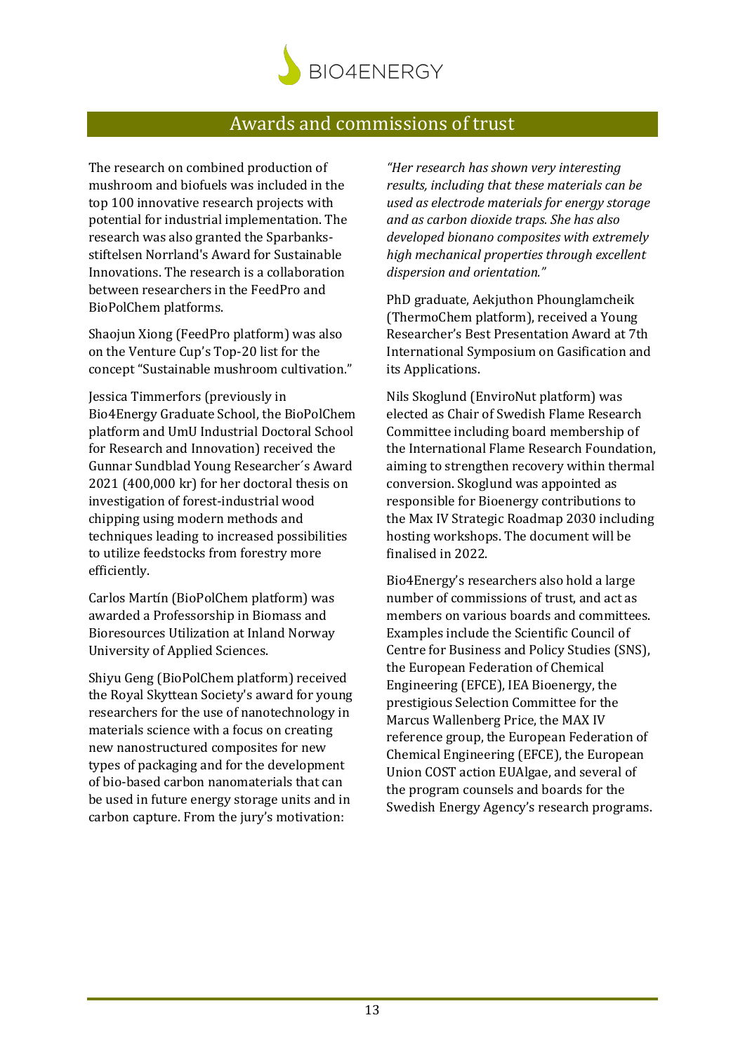## Awards and commissions of trust

The research on combined production of mushroom and biofuels was included in the top 100 innovative research projects with potential for industrial implementation. The research was also granted the Sparbanks-stiftelsen Norrland's Award for Sustainable Innovations. The research is a collaboration between researchers in the FeedPro and BioPolChem platforms.

Shaojun Xiong (FeedPro platform) was also on the Venture Cup's Top-20 list for the concept "Sustainable mushroom cultivation."

Jessica Timmerfors (previously in Bio4Energy Graduate School, the BioPolChem platform and UmU Industrial Doctoral School for Research and Innovation) received the Gunnar Sundblad Young Researcher´s Award 2021 (400,000 kr) for her doctoral thesis on investigation of forest-industrial wood chipping using modern methods and techniques leading to increased possibilities to utilize feedstocks from forestry more efficiently.

Carlos Martín (BioPolChem platform) was awarded a Professorship in Biomass and Bioresources Utilization at Inland Norway University of Applied Sciences.

Shiyu Geng (BioPolChem platform) received the Royal Skyttean Society's award for young researchers for the use of nanotechnology in materials science with a focus on creating new nanostructured composites for new types of packaging and for the development of bio-based carbon nanomaterials that can be used in future energy storage units and in carbon capture. From the jury's motivation:

*"Her research has shown very interesting results, including that these materials can be used as electrode materials for energy storage and as carbon dioxide traps. She has also developed bionano composites with extremely high mechanical properties through excellent dispersion and orientation."*

PhD graduate, Aekjuthon Phounglamcheik (ThermoChem platform), received a Young Researcher's Best Presentation Award at 7th International Symposium on Gasification and its Applications.

Nils Skoglund (EnviroNut platform) was elected as Chair of Swedish Flame Research Committee including board membership of the International Flame Research Foundation, aiming to strengthen recovery within thermal conversion. Skoglund was appointed as responsible for Bioenergy contributions to the Max IV Strategic Roadmap 2030 including hosting workshops. The document will be finalised in 2022.

Bio4Energy's researchers also hold a large number of commissions of trust, and act as members on various boards and committees. Examples include the Scientific Council of Centre for Business and Policy Studies (SNS), the European Federation of Chemical Engineering (EFCE), IEA Bioenergy, the prestigious Selection Committee for the Marcus Wallenberg Price, the MAX IV reference group, the European Federation of Chemical Engineering (EFCE), the European Union COST action EUAlgae, and several of the program counsels and boards for the Swedish Energy Agency's research programs.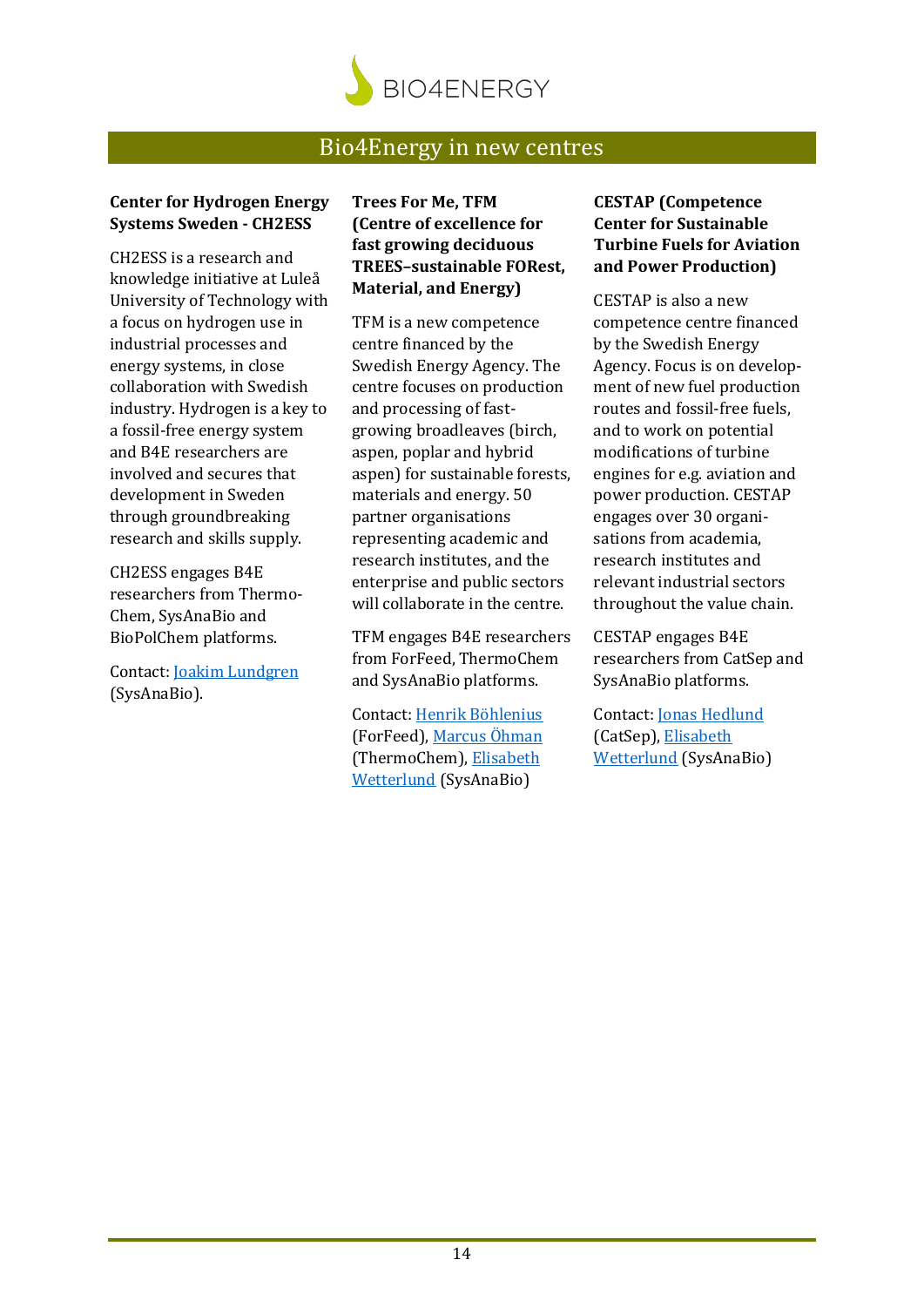# Bio4Energy in new centres

### Center for Hydrogen Energy Systems Sweden - CH2ESS

CH2ESS is a research and knowledge initiative at Luleå University of Technology with a focus on hydrogen use in industrial processes and energy systems, in close collaboration with Swedish industry. Hydrogen is a key to a fossil-free energy system and B4E researchers are involved and secures that development in Sweden through groundbreaking research and skills supply.

CH2ESS engages B4E researchers from ThermoChem, SysAnaBio and BioPolChem platforms.

Contact: Joakim Lundgren (SysAnaBio).

### Trees For Me, TFM (Centre of excellence for fast growing deciduous TREES–sustainable FORest, Material, and Energy)

TFM is a new competence centre financed by the Swedish Energy Agency. The centre focuses on production and processing of fast-growing broadleaves (birch, aspen, poplar and hybrid aspen) for sustainable forests, materials and energy. 50 partner organisations representing academic and research institutes, and the enterprise and public sectors will collaborate in the centre.

TFM engages B4E researchers from ForFeed, ThermoChem and SysAnaBio platforms.

Contact: Henrik Böhlenius (ForFeed), Marcus Öhman (ThermoChem), Elisabeth Wetterlund (SysAnaBio)

### CESTAP (Competence Center for Sustainable Turbine Fuels for Aviation and Power Production)

CESTAP is also a new competence centre financed by the Swedish Energy Agency. Focus is on development of new fuel production routes and fossil-free fuels, and to work on potential modifications of turbine engines for e.g. aviation and power production. CESTAP engages over 30 organisations from academia, research institutes and relevant industrial sectors throughout the value chain.

CESTAP engages B4E researchers from CatSep and SysAnaBio platforms.

Contact: Jonas Hedlund (CatSep), Elisabeth Wetterlund (SysAnaBio)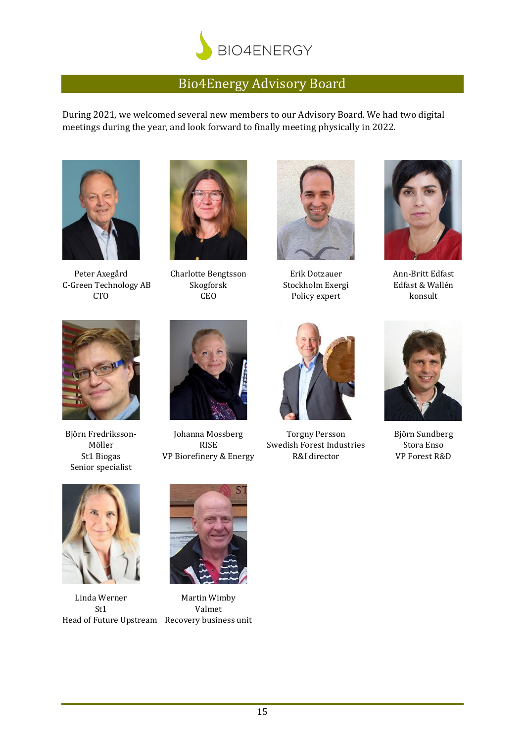BIO4ENERGY

## Bio4Energy Advisory Board

During 2021, we welcomed several new members to our Advisory Board. We had two digital meetings during the year, and look forward to finally meeting physically in 2022.

Peter Axegård
C-Green Technology AB
CTO

Charlotte Bengtsson
Skogforsk
CEO

Erik Dotzauer
Stockholm Exergi
Policy expert

Ann-Britt Edfast
Edfast & Wallén
konsult

Björn Fredriksson-Möller
St1 Biogas
Senior specialist

Johanna Mossberg
RISE
VP Biorefinery & Energy

Torgny Persson
Swedish Forest Industries
R&I director

Björn Sundberg
Stora Enso
VP Forest R&D

Linda Werner
St1
Head of Future Upstream

Martin Wimby
Valmet
Recovery business unit